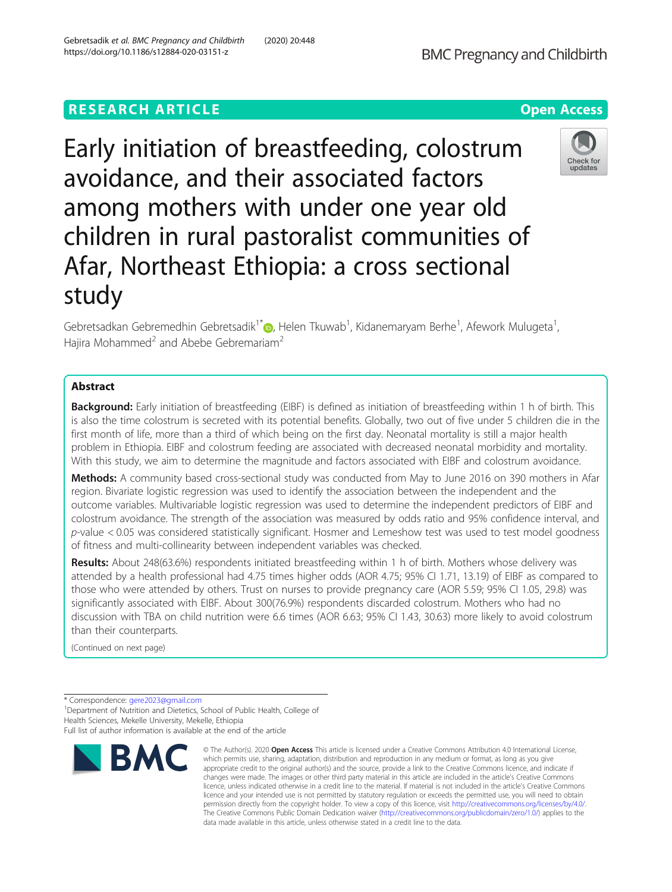RESEARCH ARTICLE

Open Access

# Early initiation of breastfeeding, colostrum avoidance, and their associated factors among mothers with under one year old children in rural pastoralist communities of Afar, Northeast Ethiopia: a cross sectional study

Gebretsadkan Gebremedhin Gebretsadik[1*], Helen Tkuwab[1], Kidanemaryam Berhe[1], Afework Mulugeta[1], Hajira Mohammed[2] and Abebe Gebremariam[2]

## Abstract

**Background:** Early initiation of breastfeeding (EIBF) is defined as initiation of breastfeeding within 1 h of birth. This is also the time colostrum is secreted with its potential benefits. Globally, two out of five under 5 children die in the first month of life, more than a third of which being on the first day. Neonatal mortality is still a major health problem in Ethiopia. EIBF and colostrum feeding are associated with decreased neonatal morbidity and mortality. With this study, we aim to determine the magnitude and factors associated with EIBF and colostrum avoidance.

**Methods:** A community based cross-sectional study was conducted from May to June 2016 on 390 mothers in Afar region. Bivariate logistic regression was used to identify the association between the independent and the outcome variables. Multivariable logistic regression was used to determine the independent predictors of EIBF and colostrum avoidance. The strength of the association was measured by odds ratio and 95% confidence interval, and $p$-value < 0.05 was considered statistically significant. Hosmer and Lemeshow test was used to test model goodness of fitness and multi-collinearity between independent variables was checked.

**Results:** About 248(63.6%) respondents initiated breastfeeding within 1 h of birth. Mothers whose delivery was attended by a health professional had 4.75 times higher odds (AOR 4.75; 95% CI 1.71, 13.19) of EIBF as compared to those who were attended by others. Trust on nurses to provide pregnancy care (AOR 5.59; 95% CI 1.05, 29.8) was significantly associated with EIBF. About 300(76.9%) respondents discarded colostrum. Mothers who had no discussion with TBA on child nutrition were 6.6 times (AOR 6.63; 95% CI 1.43, 30.63) more likely to avoid colostrum than their counterparts.

(Continued on next page)

* Correspondence: gere2023@gmail.com
[1]Department of Nutrition and Dietetics, School of Public Health, College of Health Sciences, Mekelle University, Mekelle, Ethiopia
Full list of author information is available at the end of the article

© The Author(s). 2020 **Open Access** This article is licensed under a Creative Commons Attribution 4.0 International License, which permits use, sharing, adaptation, distribution and reproduction in any medium or format, as long as you give appropriate credit to the original author(s) and the source, provide a link to the Creative Commons licence, and indicate if changes were made. The images or other third party material in this article are included in the article's Creative Commons licence, unless indicated otherwise in a credit line to the material. If material is not included in the article's Creative Commons licence and your intended use is not permitted by statutory regulation or exceeds the permitted use, you will need to obtain permission directly from the copyright holder. To view a copy of this licence, visit http://creativecommons.org/licenses/by/4.0/. The Creative Commons Public Domain Dedication waiver (http://creativecommons.org/publicdomain/zero/1.0/) applies to the data made available in this article, unless otherwise stated in a credit line to the data.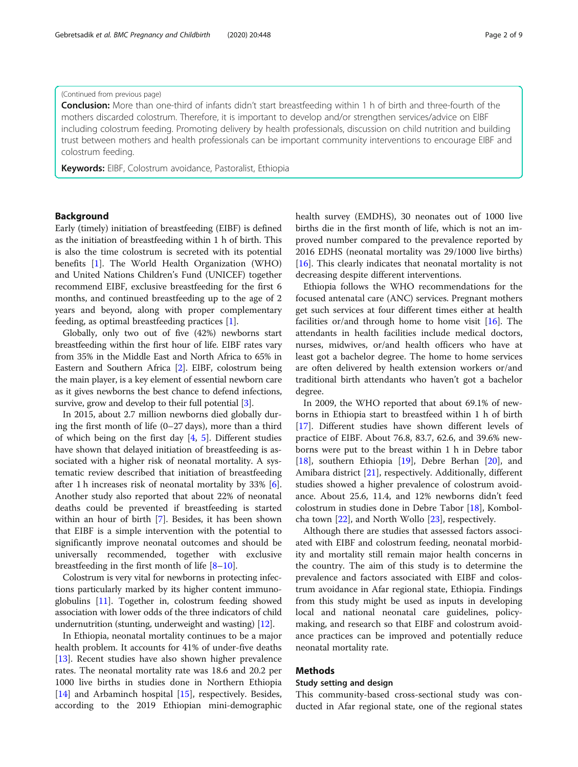(Continued from previous page)

**Conclusion:** More than one-third of infants didn't start breastfeeding within 1 h of birth and three-fourth of the mothers discarded colostrum. Therefore, it is important to develop and/or strengthen services/advice on EIBF including colostrum feeding. Promoting delivery by health professionals, discussion on child nutrition and building trust between mothers and health professionals can be important community interventions to encourage EIBF and colostrum feeding.

**Keywords:** EIBF, Colostrum avoidance, Pastoralist, Ethiopia

## Background

Early (timely) initiation of breastfeeding (EIBF) is defined as the initiation of breastfeeding within 1 h of birth. This is also the time colostrum is secreted with its potential benefits [1]. The World Health Organization (WHO) and United Nations Children's Fund (UNICEF) together recommend EIBF, exclusive breastfeeding for the first 6 months, and continued breastfeeding up to the age of 2 years and beyond, along with proper complementary feeding, as optimal breastfeeding practices [1].

Globally, only two out of five (42%) newborns start breastfeeding within the first hour of life. EIBF rates vary from 35% in the Middle East and North Africa to 65% in Eastern and Southern Africa [2]. EIBF, colostrum being the main player, is a key element of essential newborn care as it gives newborns the best chance to defend infections, survive, grow and develop to their full potential [3].

In 2015, about 2.7 million newborns died globally during the first month of life (0–27 days), more than a third of which being on the first day [4, 5]. Different studies have shown that delayed initiation of breastfeeding is associated with a higher risk of neonatal mortality. A systematic review described that initiation of breastfeeding after 1 h increases risk of neonatal mortality by 33% [6]. Another study also reported that about 22% of neonatal deaths could be prevented if breastfeeding is started within an hour of birth [7]. Besides, it has been shown that EIBF is a simple intervention with the potential to significantly improve neonatal outcomes and should be universally recommended, together with exclusive breastfeeding in the first month of life [8–10].

Colostrum is very vital for newborns in protecting infections particularly marked by its higher content immunoglobulins [11]. Together in, colostrum feeding showed association with lower odds of the three indicators of child undernutrition (stunting, underweight and wasting) [12].

In Ethiopia, neonatal mortality continues to be a major health problem. It accounts for 41% of under-five deaths [13]. Recent studies have also shown higher prevalence rates. The neonatal mortality rate was 18.6 and 20.2 per 1000 live births in studies done in Northern Ethiopia [14] and Arbaminch hospital [15], respectively. Besides, according to the 2019 Ethiopian mini-demographic health survey (EMDHS), 30 neonates out of 1000 live births die in the first month of life, which is not an improved number compared to the prevalence reported by 2016 EDHS (neonatal mortality was 29/1000 live births) [16]. This clearly indicates that neonatal mortality is not decreasing despite different interventions.

Ethiopia follows the WHO recommendations for the focused antenatal care (ANC) services. Pregnant mothers get such services at four different times either at health facilities or/and through home to home visit [16]. The attendants in health facilities include medical doctors, nurses, midwives, or/and health officers who have at least got a bachelor degree. The home to home services are often delivered by health extension workers or/and traditional birth attendants who haven't got a bachelor degree.

In 2009, the WHO reported that about 69.1% of newborns in Ethiopia start to breastfeed within 1 h of birth [17]. Different studies have shown different levels of practice of EIBF. About 76.8, 83.7, 62.6, and 39.6% newborns were put to the breast within 1 h in Debre tabor [18], southern Ethiopia [19], Debre Berhan [20], and Amibara district [21], respectively. Additionally, different studies showed a higher prevalence of colostrum avoidance. About 25.6, 11.4, and 12% newborns didn't feed colostrum in studies done in Debre Tabor [18], Kombolcha town [22], and North Wollo [23], respectively.

Although there are studies that assessed factors associated with EIBF and colostrum feeding, neonatal morbidity and mortality still remain major health concerns in the country. The aim of this study is to determine the prevalence and factors associated with EIBF and colostrum avoidance in Afar regional state, Ethiopia. Findings from this study might be used as inputs in developing local and national neonatal care guidelines, policy-making, and research so that EIBF and colostrum avoidance practices can be improved and potentially reduce neonatal mortality rate.

## Methods

### Study setting and design

This community-based cross-sectional study was conducted in Afar regional state, one of the regional states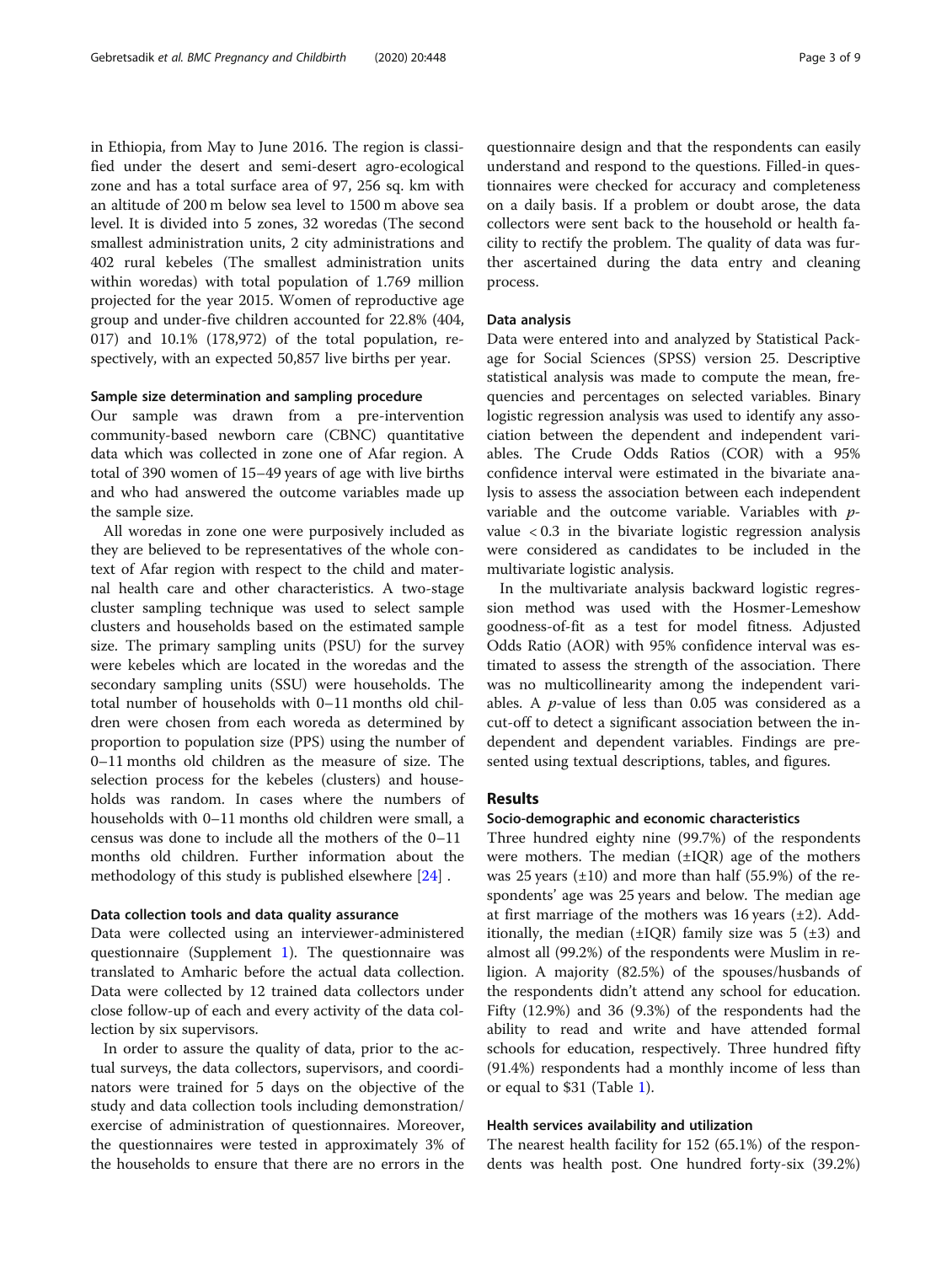in Ethiopia, from May to June 2016. The region is classified under the desert and semi-desert agro-ecological zone and has a total surface area of 97, 256 sq. km with an altitude of 200 m below sea level to 1500 m above sea level. It is divided into 5 zones, 32 woredas (The second smallest administration units, 2 city administrations and 402 rural kebeles (The smallest administration units within woredas) with total population of 1.769 million projected for the year 2015. Women of reproductive age group and under-five children accounted for 22.8% (404, 017) and 10.1% (178,972) of the total population, respectively, with an expected 50,857 live births per year.

### Sample size determination and sampling procedure

Our sample was drawn from a pre-intervention community-based newborn care (CBNC) quantitative data which was collected in zone one of Afar region. A total of 390 women of 15–49 years of age with live births and who had answered the outcome variables made up the sample size.

All woredas in zone one were purposively included as they are believed to be representatives of the whole context of Afar region with respect to the child and maternal health care and other characteristics. A two-stage cluster sampling technique was used to select sample clusters and households based on the estimated sample size. The primary sampling units (PSU) for the survey were kebeles which are located in the woredas and the secondary sampling units (SSU) were households. The total number of households with 0–11 months old children were chosen from each woreda as determined by proportion to population size (PPS) using the number of 0–11 months old children as the measure of size. The selection process for the kebeles (clusters) and households was random. In cases where the numbers of households with 0–11 months old children were small, a census was done to include all the mothers of the 0–11 months old children. Further information about the methodology of this study is published elsewhere [24] .

### Data collection tools and data quality assurance

Data were collected using an interviewer-administered questionnaire (Supplement 1). The questionnaire was translated to Amharic before the actual data collection. Data were collected by 12 trained data collectors under close follow-up of each and every activity of the data collection by six supervisors.

In order to assure the quality of data, prior to the actual surveys, the data collectors, supervisors, and coordinators were trained for 5 days on the objective of the study and data collection tools including demonstration/exercise of administration of questionnaires. Moreover, the questionnaires were tested in approximately 3% of the households to ensure that there are no errors in the questionnaire design and that the respondents can easily understand and respond to the questions. Filled-in questionnaires were checked for accuracy and completeness on a daily basis. If a problem or doubt arose, the data collectors were sent back to the household or health facility to rectify the problem. The quality of data was further ascertained during the data entry and cleaning process.

### Data analysis

Data were entered into and analyzed by Statistical Package for Social Sciences (SPSS) version 25. Descriptive statistical analysis was made to compute the mean, frequencies and percentages on selected variables. Binary logistic regression analysis was used to identify any association between the dependent and independent variables. The Crude Odds Ratios (COR) with a 95% confidence interval were estimated in the bivariate analysis to assess the association between each independent variable and the outcome variable. Variables with *p*-value $< 0.3$ in the bivariate logistic regression analysis were considered as candidates to be included in the multivariate logistic analysis.

In the multivariate analysis backward logistic regression method was used with the Hosmer-Lemeshow goodness-of-fit as a test for model fitness. Adjusted Odds Ratio (AOR) with 95% confidence interval was estimated to assess the strength of the association. There was no multicollinearity among the independent variables. A *p*-value of less than 0.05 was considered as a cut-off to detect a significant association between the independent and dependent variables. Findings are presented using textual descriptions, tables, and figures.

## Results

### Socio-demographic and economic characteristics

Three hundred eighty nine (99.7%) of the respondents were mothers. The median (±IQR) age of the mothers was 25 years (±10) and more than half (55.9%) of the respondents' age was 25 years and below. The median age at first marriage of the mothers was 16 years (±2). Additionally, the median (±IQR) family size was 5 (±3) and almost all (99.2%) of the respondents were Muslim in religion. A majority (82.5%) of the spouses/husbands of the respondents didn't attend any school for education. Fifty (12.9%) and 36 (9.3%) of the respondents had the ability to read and write and have attended formal schools for education, respectively. Three hundred fifty (91.4%) respondents had a monthly income of less than or equal to $31 (Table 1).

### Health services availability and utilization

The nearest health facility for 152 (65.1%) of the respondents was health post. One hundred forty-six (39.2%)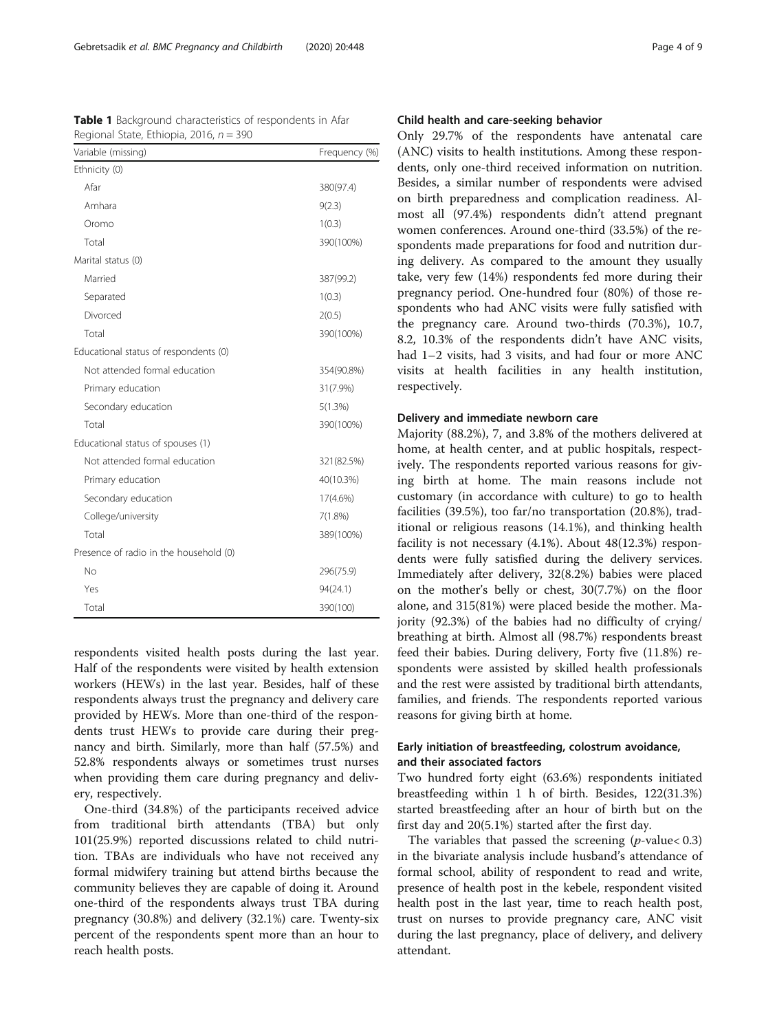**Table 1** Background characteristics of respondents in Afar Regional State, Ethiopia, 2016, *n* = 390

| Variable (missing) | Frequency (%) |
|---|---|
| Ethnicity (0) | |
| Afar | 380(97.4) |
| Amhara | 9(2.3) |
| Oromo | 1(0.3) |
| Total | 390(100%) |
| Marital status (0) | |
| Married | 387(99.2) |
| Separated | 1(0.3) |
| Divorced | 2(0.5) |
| Total | 390(100%) |
| Educational status of respondents (0) | |
| Not attended formal education | 354(90.8%) |
| Primary education | 31(7.9%) |
| Secondary education | 5(1.3%) |
| Total | 390(100%) |
| Educational status of spouses (1) | |
| Not attended formal education | 321(82.5%) |
| Primary education | 40(10.3%) |
| Secondary education | 17(4.6%) |
| College/university | 7(1.8%) |
| Total | 389(100%) |
| Presence of radio in the household (0) | |
| No | 296(75.9) |
| Yes | 94(24.1) |
| Total | 390(100) |

respondents visited health posts during the last year. Half of the respondents were visited by health extension workers (HEWs) in the last year. Besides, half of these respondents always trust the pregnancy and delivery care provided by HEWs. More than one-third of the respondents trust HEWs to provide care during their pregnancy and birth. Similarly, more than half (57.5%) and 52.8% respondents always or sometimes trust nurses when providing them care during pregnancy and delivery, respectively.

One-third (34.8%) of the participants received advice from traditional birth attendants (TBA) but only 101(25.9%) reported discussions related to child nutrition. TBAs are individuals who have not received any formal midwifery training but attend births because the community believes they are capable of doing it. Around one-third of the respondents always trust TBA during pregnancy (30.8%) and delivery (32.1%) care. Twenty-six percent of the respondents spent more than an hour to reach health posts.

### Child health and care-seeking behavior

Only 29.7% of the respondents have antenatal care (ANC) visits to health institutions. Among these respondents, only one-third received information on nutrition. Besides, a similar number of respondents were advised on birth preparedness and complication readiness. Almost all (97.4%) respondents didn't attend pregnant women conferences. Around one-third (33.5%) of the respondents made preparations for food and nutrition during delivery. As compared to the amount they usually take, very few (14%) respondents fed more during their pregnancy period. One-hundred four (80%) of those respondents who had ANC visits were fully satisfied with the pregnancy care. Around two-thirds (70.3%), 10.7, 8.2, 10.3% of the respondents didn't have ANC visits, had 1–2 visits, had 3 visits, and had four or more ANC visits at health facilities in any health institution, respectively.

### Delivery and immediate newborn care

Majority (88.2%), 7, and 3.8% of the mothers delivered at home, at health center, and at public hospitals, respectively. The respondents reported various reasons for giving birth at home. The main reasons include not customary (in accordance with culture) to go to health facilities (39.5%), too far/no transportation (20.8%), traditional or religious reasons (14.1%), and thinking health facility is not necessary (4.1%). About 48(12.3%) respondents were fully satisfied during the delivery services. Immediately after delivery, 32(8.2%) babies were placed on the mother's belly or chest, 30(7.7%) on the floor alone, and 315(81%) were placed beside the mother. Majority (92.3%) of the babies had no difficulty of crying/breathing at birth. Almost all (98.7%) respondents breast feed their babies. During delivery, Forty five (11.8%) respondents were assisted by skilled health professionals and the rest were assisted by traditional birth attendants, families, and friends. The respondents reported various reasons for giving birth at home.

### Early initiation of breastfeeding, colostrum avoidance, and their associated factors

Two hundred forty eight (63.6%) respondents initiated breastfeeding within 1 h of birth. Besides, 122(31.3%) started breastfeeding after an hour of birth but on the first day and 20(5.1%) started after the first day.

The variables that passed the screening ($p$-value$< 0.3$) in the bivariate analysis include husband's attendance of formal school, ability of respondent to read and write, presence of health post in the kebele, respondent visited health post in the last year, time to reach health post, trust on nurses to provide pregnancy care, ANC visit during the last pregnancy, place of delivery, and delivery attendant.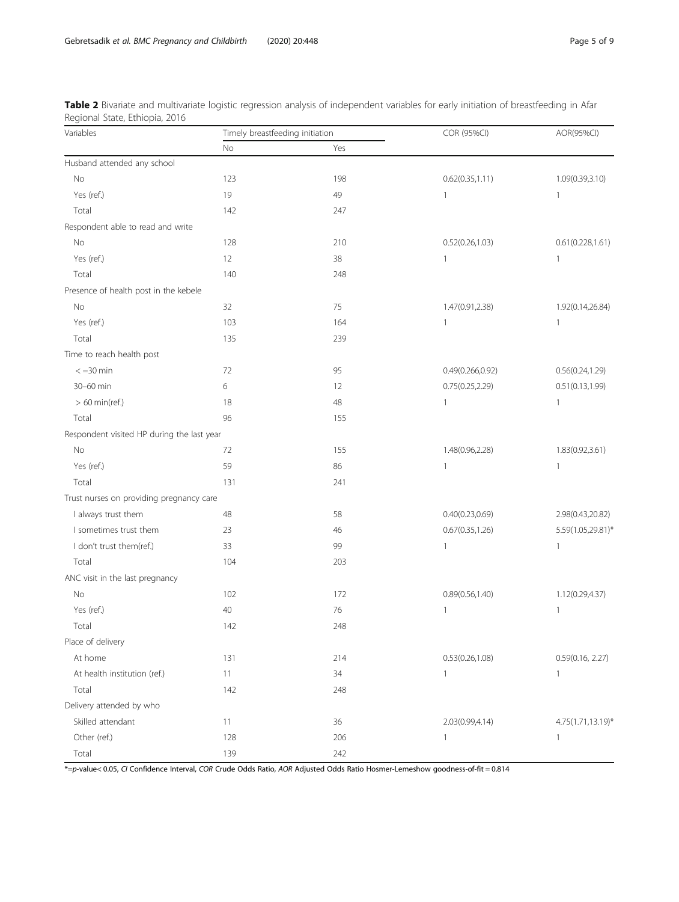**Table 2** Bivariate and multivariate logistic regression analysis of independent variables for early initiation of breastfeeding in Afar Regional State, Ethiopia, 2016

| Variables | Timely breastfeeding initiation | | COR (95%CI) | AOR(95%CI) |
|---|---|---|---|---|
| | No | Yes | | |
| Husband attended any school | | | | |
| No | 123 | 198 | 0.62(0.35,1.11) | 1.09(0.39,3.10) |
| Yes (ref.) | 19 | 49 | 1 | 1 |
| Total | 142 | 247 | | |
| Respondent able to read and write | | | | |
| No | 128 | 210 | 0.52(0.26,1.03) | 0.61(0.228,1.61) |
| Yes (ref.) | 12 | 38 | 1 | 1 |
| Total | 140 | 248 | | |
| Presence of health post in the kebele | | | | |
| No | 32 | 75 | 1.47(0.91,2.38) | 1.92(0.14,26.84) |
| Yes (ref.) | 103 | 164 | 1 | 1 |
| Total | 135 | 239 | | |
| Time to reach health post | | | | |
| < =30 min | 72 | 95 | 0.49(0.266,0.92) | 0.56(0.24,1.29) |
| 30–60 min | 6 | 12 | 0.75(0.25,2.29) | 0.51(0.13,1.99) |
| > 60 min(ref.) | 18 | 48 | 1 | 1 |
| Total | 96 | 155 | | |
| Respondent visited HP during the last year | | | | |
| No | 72 | 155 | 1.48(0.96,2.28) | 1.83(0.92,3.61) |
| Yes (ref.) | 59 | 86 | 1 | 1 |
| Total | 131 | 241 | | |
| Trust nurses on providing pregnancy care | | | | |
| I always trust them | 48 | 58 | 0.40(0.23,0.69) | 2.98(0.43,20.82) |
| I sometimes trust them | 23 | 46 | 0.67(0.35,1.26) | 5.59(1.05,29.81)* |
| I don't trust them(ref.) | 33 | 99 | 1 | 1 |
| Total | 104 | 203 | | |
| ANC visit in the last pregnancy | | | | |
| No | 102 | 172 | 0.89(0.56,1.40) | 1.12(0.29,4.37) |
| Yes (ref.) | 40 | 76 | 1 | 1 |
| Total | 142 | 248 | | |
| Place of delivery | | | | |
| At home | 131 | 214 | 0.53(0.26,1.08) | 0.59(0.16, 2.27) |
| At health institution (ref.) | 11 | 34 | 1 | 1 |
| Total | 142 | 248 | | |
| Delivery attended by who | | | | |
| Skilled attendant | 11 | 36 | 2.03(0.99,4.14) | 4.75(1.71,13.19)* |
| Other (ref.) | 128 | 206 | 1 | 1 |
| Total | 139 | 242 | | |

*=*p*-value< 0.05, *CI* Confidence Interval, *COR* Crude Odds Ratio, *AOR* Adjusted Odds Ratio Hosmer-Lemeshow goodness-of-fit = 0.814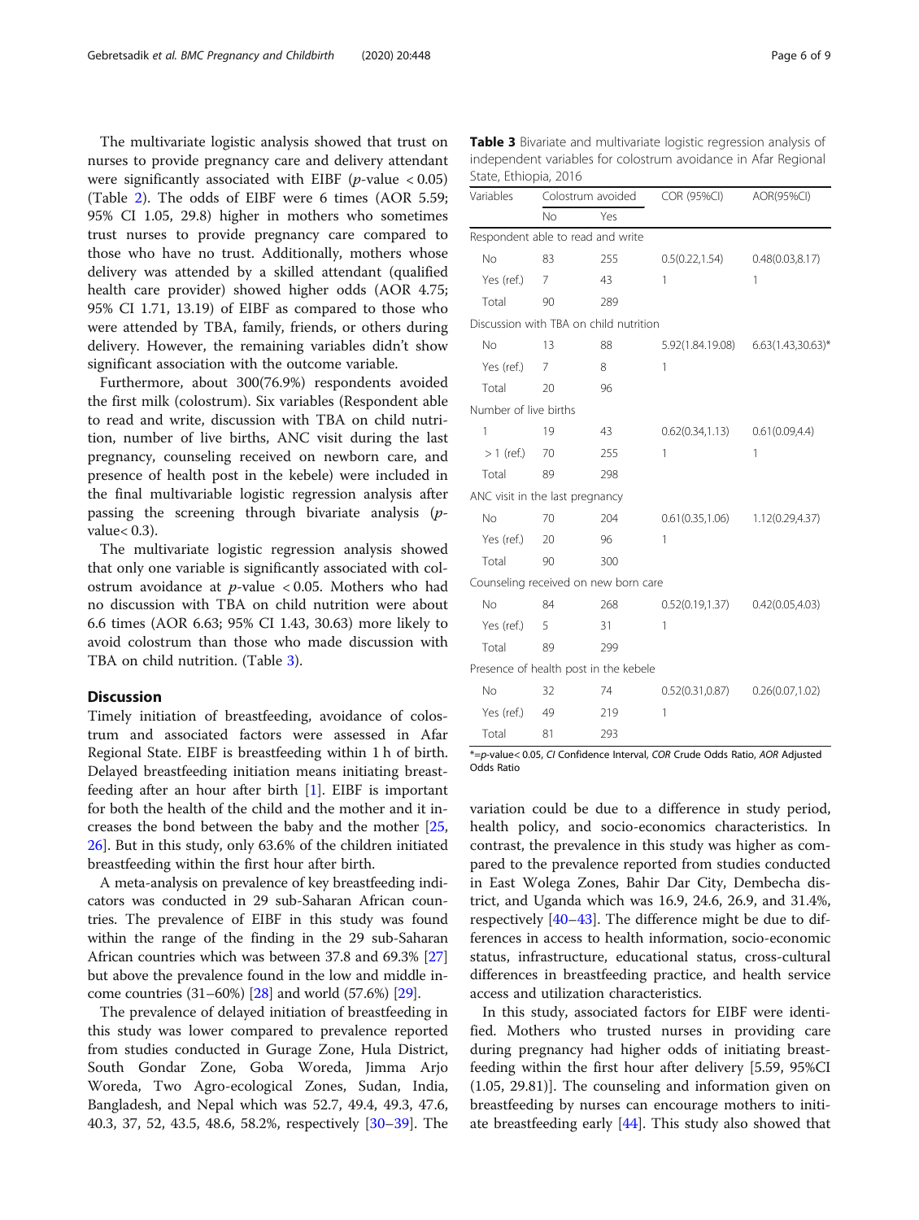The multivariate logistic analysis showed that trust on nurses to provide pregnancy care and delivery attendant were significantly associated with EIBF ($p$-value $< 0.05$) (Table 2). The odds of EIBF were 6 times (AOR 5.59; 95% CI 1.05, 29.8) higher in mothers who sometimes trust nurses to provide pregnancy care compared to those who have no trust. Additionally, mothers whose delivery was attended by a skilled attendant (qualified health care provider) showed higher odds (AOR 4.75; 95% CI 1.71, 13.19) of EIBF as compared to those who were attended by TBA, family, friends, or others during delivery. However, the remaining variables didn't show significant association with the outcome variable.

Furthermore, about 300(76.9%) respondents avoided the first milk (colostrum). Six variables (Respondent able to read and write, discussion with TBA on child nutrition, number of live births, ANC visit during the last pregnancy, counseling received on newborn care, and presence of health post in the kebele) were included in the final multivariable logistic regression analysis after passing the screening through bivariate analysis ($p$-value$< 0.3$).

The multivariate logistic regression analysis showed that only one variable is significantly associated with colostrum avoidance at $p$-value $< 0.05$. Mothers who had no discussion with TBA on child nutrition were about 6.6 times (AOR 6.63; 95% CI 1.43, 30.63) more likely to avoid colostrum than those who made discussion with TBA on child nutrition. (Table 3).

**Table 3** Bivariate and multivariate logistic regression analysis of independent variables for colostrum avoidance in Afar Regional State, Ethiopia, 2016

| Variables | Colostrum avoided | | COR (95%CI) | AOR(95%CI) |
|---|---|---|---|---|
| | No | Yes | | |
| Respondent able to read and write | | | | |
| No | 83 | 255 | 0.5(0.22,1.54) | 0.48(0.03,8.17) |
| Yes (ref.) | 7 | 43 | 1 | 1 |
| Total | 90 | 289 | | |
| Discussion with TBA on child nutrition | | | | |
| No | 13 | 88 | 5.92(1.84.19.08) | 6.63(1.43,30.63)* |
| Yes (ref.) | 7 | 8 | 1 | |
| Total | 20 | 96 | | |
| Number of live births | | | | |
| 1 | 19 | 43 | 0.62(0.34,1.13) | 0.61(0.09,4.4) |
| > 1 (ref.) | 70 | 255 | 1 | 1 |
| Total | 89 | 298 | | |
| ANC visit in the last pregnancy | | | | |
| No | 70 | 204 | 0.61(0.35,1.06) | 1.12(0.29,4.37) |
| Yes (ref.) | 20 | 96 | 1 | |
| Total | 90 | 300 | | |
| Counseling received on new born care | | | | |
| No | 84 | 268 | 0.52(0.19,1.37) | 0.42(0.05,4.03) |
| Yes (ref.) | 5 | 31 | 1 | |
| Total | 89 | 299 | | |
| Presence of health post in the kebele | | | | |
| No | 32 | 74 | 0.52(0.31,0.87) | 0.26(0.07,1.02) |
| Yes (ref.) | 49 | 219 | 1 | |
| Total | 81 | 293 | | |

*=$p$-value$< 0.05$, *CI* Confidence Interval, *COR* Crude Odds Ratio, *AOR* Adjusted Odds Ratio

## Discussion

Timely initiation of breastfeeding, avoidance of colostrum and associated factors were assessed in Afar Regional State. EIBF is breastfeeding within 1 h of birth. Delayed breastfeeding initiation means initiating breastfeeding after an hour after birth [1]. EIBF is important for both the health of the child and the mother and it increases the bond between the baby and the mother [25, 26]. But in this study, only 63.6% of the children initiated breastfeeding within the first hour after birth.

A meta-analysis on prevalence of key breastfeeding indicators was conducted in 29 sub-Saharan African countries. The prevalence of EIBF in this study was found within the range of the finding in the 29 sub-Saharan African countries which was between 37.8 and 69.3% [27] but above the prevalence found in the low and middle income countries (31–60%) [28] and world (57.6%) [29].

The prevalence of delayed initiation of breastfeeding in this study was lower compared to prevalence reported from studies conducted in Gurage Zone, Hula District, South Gondar Zone, Goba Woreda, Jimma Arjo Woreda, Two Agro-ecological Zones, Sudan, India, Bangladesh, and Nepal which was 52.7, 49.4, 49.3, 47.6, 40.3, 37, 52, 43.5, 48.6, 58.2%, respectively [30–39]. The variation could be due to a difference in study period, health policy, and socio-economics characteristics. In contrast, the prevalence in this study was higher as compared to the prevalence reported from studies conducted in East Wolega Zones, Bahir Dar City, Dembecha district, and Uganda which was 16.9, 24.6, 26.9, and 31.4%, respectively [40–43]. The difference might be due to differences in access to health information, socio-economic status, infrastructure, educational status, cross-cultural differences in breastfeeding practice, and health service access and utilization characteristics.

In this study, associated factors for EIBF were identified. Mothers who trusted nurses in providing care during pregnancy had higher odds of initiating breastfeeding within the first hour after delivery [5.59, 95%CI (1.05, 29.81)]. The counseling and information given on breastfeeding by nurses can encourage mothers to initiate breastfeeding early [44]. This study also showed that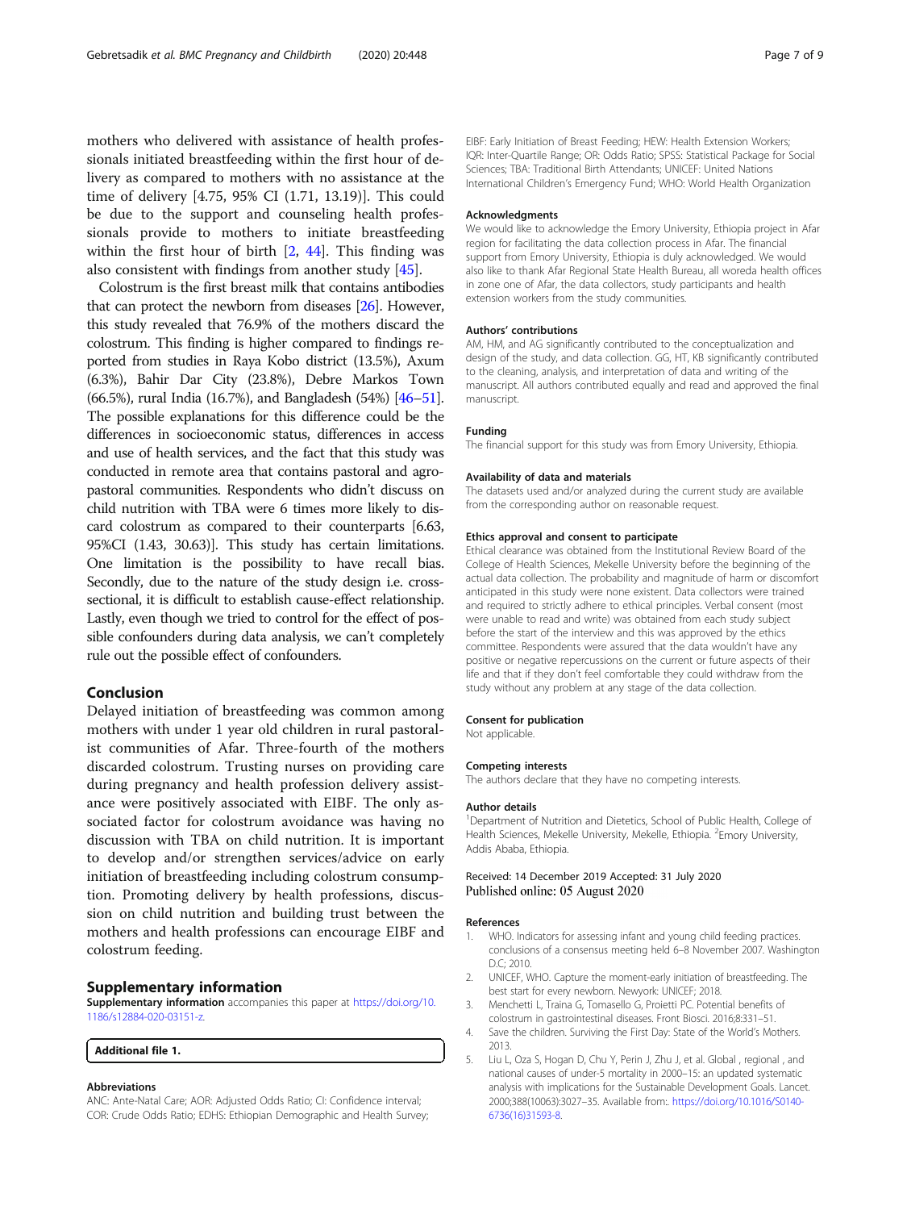mothers who delivered with assistance of health professionals initiated breastfeeding within the first hour of delivery as compared to mothers with no assistance at the time of delivery [4.75, 95% CI (1.71, 13.19)]. This could be due to the support and counseling health professionals provide to mothers to initiate breastfeeding within the first hour of birth [2, 44]. This finding was also consistent with findings from another study [45].

Colostrum is the first breast milk that contains antibodies that can protect the newborn from diseases [26]. However, this study revealed that 76.9% of the mothers discard the colostrum. This finding is higher compared to findings reported from studies in Raya Kobo district (13.5%), Axum (6.3%), Bahir Dar City (23.8%), Debre Markos Town (66.5%), rural India (16.7%), and Bangladesh (54%) [46–51]. The possible explanations for this difference could be the differences in socioeconomic status, differences in access and use of health services, and the fact that this study was conducted in remote area that contains pastoral and agro-pastoral communities. Respondents who didn't discuss on child nutrition with TBA were 6 times more likely to discard colostrum as compared to their counterparts [6.63, 95%CI (1.43, 30.63)]. This study has certain limitations. One limitation is the possibility to have recall bias. Secondly, due to the nature of the study design i.e. cross-sectional, it is difficult to establish cause-effect relationship. Lastly, even though we tried to control for the effect of possible confounders during data analysis, we can't completely rule out the possible effect of confounders.

## Conclusion

Delayed initiation of breastfeeding was common among mothers with under 1 year old children in rural pastoralist communities of Afar. Three-fourth of the mothers discarded colostrum. Trusting nurses on providing care during pregnancy and health profession delivery assistance were positively associated with EIBF. The only associated factor for colostrum avoidance was having no discussion with TBA on child nutrition. It is important to develop and/or strengthen services/advice on early initiation of breastfeeding including colostrum consumption. Promoting delivery by health professions, discussion on child nutrition and building trust between the mothers and health professions can encourage EIBF and colostrum feeding.

## Supplementary information

**Supplementary information** accompanies this paper at https://doi.org/10.1186/s12884-020-03151-z.

**Additional file 1.**

### Abbreviations

ANC: Ante-Natal Care; AOR: Adjusted Odds Ratio; CI: Confidence interval; COR: Crude Odds Ratio; EDHS: Ethiopian Demographic and Health Survey; EIBF: Early Initiation of Breast Feeding; HEW: Health Extension Workers; IQR: Inter-Quartile Range; OR: Odds Ratio; SPSS: Statistical Package for Social Sciences; TBA: Traditional Birth Attendants; UNICEF: United Nations International Children's Emergency Fund; WHO: World Health Organization

### Acknowledgments

We would like to acknowledge the Emory University, Ethiopia project in Afar region for facilitating the data collection process in Afar. The financial support from Emory University, Ethiopia is duly acknowledged. We would also like to thank Afar Regional State Health Bureau, all woreda health offices in zone one of Afar, the data collectors, study participants and health extension workers from the study communities.

### Authors' contributions

AM, HM, and AG significantly contributed to the conceptualization and design of the study, and data collection. GG, HT, KB significantly contributed to the cleaning, analysis, and interpretation of data and writing of the manuscript. All authors contributed equally and read and approved the final manuscript.

### Funding

The financial support for this study was from Emory University, Ethiopia.

### Availability of data and materials

The datasets used and/or analyzed during the current study are available from the corresponding author on reasonable request.

### Ethics approval and consent to participate

Ethical clearance was obtained from the Institutional Review Board of the College of Health Sciences, Mekelle University before the beginning of the actual data collection. The probability and magnitude of harm or discomfort anticipated in this study were none existent. Data collectors were trained and required to strictly adhere to ethical principles. Verbal consent (most were unable to read and write) was obtained from each study subject before the start of the interview and this was approved by the ethics committee. Respondents were assured that the data wouldn't have any positive or negative repercussions on the current or future aspects of their life and that if they don't feel comfortable they could withdraw from the study without any problem at any stage of the data collection.

### Consent for publication

Not applicable.

### Competing interests

The authors declare that they have no competing interests.

### Author details

[1]Department of Nutrition and Dietetics, School of Public Health, College of Health Sciences, Mekelle University, Mekelle, Ethiopia. [2]Emory University, Addis Ababa, Ethiopia.

Received: 14 December 2019 Accepted: 31 July 2020
Published online: 05 August 2020

### References

1. WHO. Indicators for assessing infant and young child feeding practices. conclusions of a consensus meeting held 6–8 November 2007. Washington D.C; 2010.
2. UNICEF, WHO. Capture the moment-early initiation of breastfeeding. The best start for every newborn. Newyork: UNICEF; 2018.
3. Menchetti L, Traina G, Tomasello G, Proietti PC. Potential benefits of colostrum in gastrointestinal diseases. Front Biosci. 2016;8:331–51.
4. Save the children. Surviving the First Day: State of the World's Mothers. 2013.
5. Liu L, Oza S, Hogan D, Chu Y, Perin J, Zhu J, et al. Global , regional , and national causes of under-5 mortality in 2000–15: an updated systematic analysis with implications for the Sustainable Development Goals. Lancet. 2000;388(10063):3027–35. Available from:. https://doi.org/10.1016/S0140-6736(16)31593-8.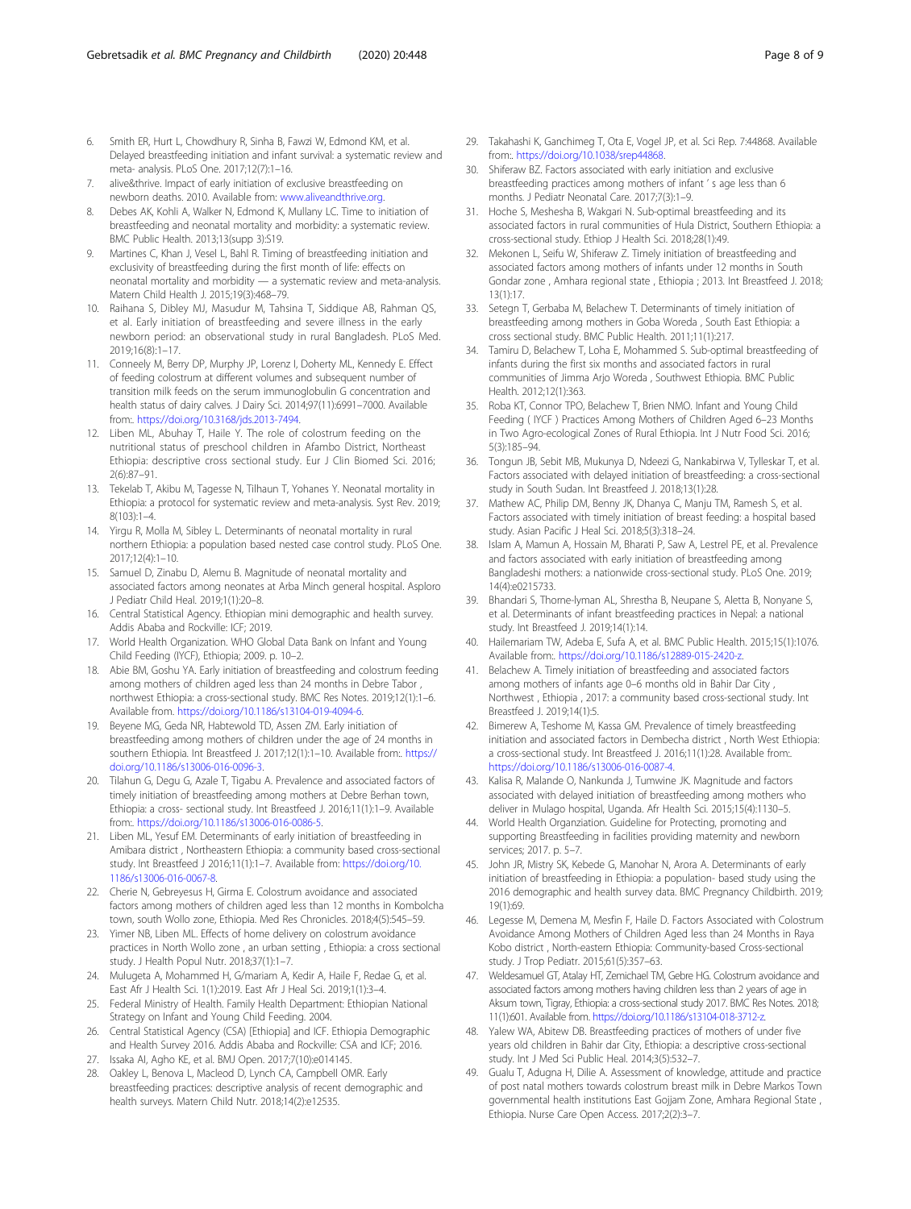6. Smith ER, Hurt L, Chowdhury R, Sinha B, Fawzi W, Edmond KM, et al. Delayed breastfeeding initiation and infant survival: a systematic review and meta- analysis. PLoS One. 2017;12(7):1–16.
7. alive&thrive. Impact of early initiation of exclusive breastfeeding on newborn deaths. 2010. Available from: www.aliveandthrive.org.
8. Debes AK, Kohli A, Walker N, Edmond K, Mullany LC. Time to initiation of breastfeeding and neonatal mortality and morbidity: a systematic review. BMC Public Health. 2013;13(supp 3):S19.
9. Martines C, Khan J, Vesel L, Bahl R. Timing of breastfeeding initiation and exclusivity of breastfeeding during the first month of life: effects on neonatal mortality and morbidity — a systematic review and meta-analysis. Matern Child Health J. 2015;19(3):468–79.
10. Raihana S, Dibley MJ, Masudur M, Tahsina T, Siddique AB, Rahman QS, et al. Early initiation of breastfeeding and severe illness in the early newborn period: an observational study in rural Bangladesh. PLoS Med. 2019;16(8):1–17.
11. Conneely M, Berry DP, Murphy JP, Lorenz I, Doherty ML, Kennedy E. Effect of feeding colostrum at different volumes and subsequent number of transition milk feeds on the serum immunoglobulin G concentration and health status of dairy calves. J Dairy Sci. 2014;97(11):6991–7000. Available from:. https://doi.org/10.3168/jds.2013-7494.
12. Liben ML, Abuhay T, Haile Y. The role of colostrum feeding on the nutritional status of preschool children in Afambo District, Northeast Ethiopia: descriptive cross sectional study. Eur J Clin Biomed Sci. 2016; 2(6):87–91.
13. Tekelab T, Akibu M, Tagesse N, Tilhaun T, Yohanes Y. Neonatal mortality in Ethiopia: a protocol for systematic review and meta-analysis. Syst Rev. 2019; 8(103):1–4.
14. Yirgu R, Molla M, Sibley L. Determinants of neonatal mortality in rural northern Ethiopia: a population based nested case control study. PLoS One. 2017;12(4):1–10.
15. Samuel D, Zinabu D, Alemu B. Magnitude of neonatal mortality and associated factors among neonates at Arba Minch general hospital. Asploro J Pediatr Child Heal. 2019;1(1):20–8.
16. Central Statistical Agency. Ethiopian mini demographic and health survey. Addis Ababa and Rockville: ICF; 2019.
17. World Health Organization. WHO Global Data Bank on Infant and Young Child Feeding (IYCF), Ethiopia; 2009. p. 10–2.
18. Abie BM, Goshu YA. Early initiation of breastfeeding and colostrum feeding among mothers of children aged less than 24 months in Debre Tabor , northwest Ethiopia: a cross-sectional study. BMC Res Notes. 2019;12(1):1–6. Available from. https://doi.org/10.1186/s13104-019-4094-6.
19. Beyene MG, Geda NR, Habtewold TD, Assen ZM. Early initiation of breastfeeding among mothers of children under the age of 24 months in southern Ethiopia. Int Breastfeed J. 2017;12(1):1–10. Available from:. https://doi.org/10.1186/s13006-016-0096-3.
20. Tilahun G, Degu G, Azale T, Tigabu A. Prevalence and associated factors of timely initiation of breastfeeding among mothers at Debre Berhan town, Ethiopia: a cross- sectional study. Int Breastfeed J. 2016;11(1):1–9. Available from:. https://doi.org/10.1186/s13006-016-0086-5.
21. Liben ML, Yesuf EM. Determinants of early initiation of breastfeeding in Amibara district , Northeastern Ethiopia: a community based cross-sectional study. Int Breastfeed J 2016;11(1):1–7. Available from: https://doi.org/10.1186/s13006-016-0067-8.
22. Cherie N, Gebreyesus H, Girma E. Colostrum avoidance and associated factors among mothers of children aged less than 12 months in Kombolcha town, south Wollo zone, Ethiopia. Med Res Chronicles. 2018;4(5):545–59.
23. Yimer NB, Liben ML. Effects of home delivery on colostrum avoidance practices in North Wollo zone , an urban setting , Ethiopia: a cross sectional study. J Health Popul Nutr. 2018;37(1):1–7.
24. Mulugeta A, Mohammed H, G/mariam A, Kedir A, Haile F, Redae G, et al. East Afr J Health Sci. 1(1):2019. East Afr J Heal Sci. 2019;1(1):3–4.
25. Federal Ministry of Health. Family Health Department: Ethiopian National Strategy on Infant and Young Child Feeding. 2004.
26. Central Statistical Agency (CSA) [Ethiopia] and ICF. Ethiopia Demographic and Health Survey 2016. Addis Ababa and Rockville: CSA and ICF; 2016.
27. Issaka AI, Agho KE, et al. BMJ Open. 2017;7(10):e014145.
28. Oakley L, Benova L, Macleod D, Lynch CA, Campbell OMR. Early breastfeeding practices: descriptive analysis of recent demographic and health surveys. Matern Child Nutr. 2018;14(2):e12535.
29. Takahashi K, Ganchimeg T, Ota E, Vogel JP, et al. Sci Rep. 7:44868. Available from:. https://doi.org/10.1038/srep44868.
30. Shiferaw BZ. Factors associated with early initiation and exclusive breastfeeding practices among mothers of infant ' s age less than 6 months. J Pediatr Neonatal Care. 2017;7(3):1–9.
31. Hoche S, Meshesha B, Wakgari N. Sub-optimal breastfeeding and its associated factors in rural communities of Hula District, Southern Ethiopia: a cross-sectional study. Ethiop J Health Sci. 2018;28(1):49.
32. Mekonen L, Seifu W, Shiferaw Z. Timely initiation of breastfeeding and associated factors among mothers of infants under 12 months in South Gondar zone , Amhara regional state , Ethiopia ; 2013. Int Breastfeed J. 2018; 13(1):17.
33. Setegn T, Gerbaba M, Belachew T. Determinants of timely initiation of breastfeeding among mothers in Goba Woreda , South East Ethiopia: a cross sectional study. BMC Public Health. 2011;11(1):217.
34. Tamiru D, Belachew T, Loha E, Mohammed S. Sub-optimal breastfeeding of infants during the first six months and associated factors in rural communities of Jimma Arjo Woreda , Southwest Ethiopia. BMC Public Health. 2012;12(1):363.
35. Roba KT, Connor TPO, Belachew T, Brien NMO. Infant and Young Child Feeding ( IYCF ) Practices Among Mothers of Children Aged 6–23 Months in Two Agro-ecological Zones of Rural Ethiopia. Int J Nutr Food Sci. 2016; 5(3):185–94.
36. Tongun JB, Sebit MB, Mukunya D, Ndeezi G, Nankabirwa V, Tylleskar T, et al. Factors associated with delayed initiation of breastfeeding: a cross-sectional study in South Sudan. Int Breastfeed J. 2018;13(1):28.
37. Mathew AC, Philip DM, Benny JK, Dhanya C, Manju TM, Ramesh S, et al. Factors associated with timely initiation of breast feeding: a hospital based study. Asian Pacific J Heal Sci. 2018;5(3):318–24.
38. Islam A, Mamun A, Hossain M, Bharati P, Saw A, Lestrel PE, et al. Prevalence and factors associated with early initiation of breastfeeding among Bangladeshi mothers: a nationwide cross-sectional study. PLoS One. 2019; 14(4):e0215733.
39. Bhandari S, Thorne-lyman AL, Shrestha B, Neupane S, Aletta B, Nonyane S, et al. Determinants of infant breastfeeding practices in Nepal: a national study. Int Breastfeed J. 2019;14(1):14.
40. Hailemariam TW, Adeba E, Sufa A, et al. BMC Public Health. 2015;15(1):1076. Available from:. https://doi.org/10.1186/s12889-015-2420-z.
41. Belachew A. Timely initiation of breastfeeding and associated factors among mothers of infants age 0–6 months old in Bahir Dar City , Northwest , Ethiopia , 2017: a community based cross-sectional study. Int Breastfeed J. 2019;14(1):5.
42. Bimerew A, Teshome M, Kassa GM. Prevalence of timely breastfeeding initiation and associated factors in Dembecha district , North West Ethiopia: a cross-sectional study. Int Breastfeed J. 2016;11(1):28. Available from:. https://doi.org/10.1186/s13006-016-0087-4.
43. Kalisa R, Malande O, Nankunda J, Tumwine JK. Magnitude and factors associated with delayed initiation of breastfeeding among mothers who deliver in Mulago hospital, Uganda. Afr Health Sci. 2015;15(4):1130–5.
44. World Health Organziation. Guideline for Protecting, promoting and supporting Breastfeeding in facilities providing maternity and newborn services; 2017. p. 5–7.
45. John JR, Mistry SK, Kebede G, Manohar N, Arora A. Determinants of early initiation of breastfeeding in Ethiopia: a population- based study using the 2016 demographic and health survey data. BMC Pregnancy Childbirth. 2019; 19(1):69.
46. Legesse M, Demena M, Mesfin F, Haile D. Factors Associated with Colostrum Avoidance Among Mothers of Children Aged less than 24 Months in Raya Kobo district , North-eastern Ethiopia: Community-based Cross-sectional study. J Trop Pediatr. 2015;61(5):357–63.
47. Weldesamuel GT, Atalay HT, Zemichael TM, Gebre HG. Colostrum avoidance and associated factors among mothers having children less than 2 years of age in Aksum town, Tigray, Ethiopia: a cross-sectional study 2017. BMC Res Notes. 2018; 11(1):601. Available from. https://doi.org/10.1186/s13104-018-3712-z.
48. Yalew WA, Abitew DB. Breastfeeding practices of mothers of under five years old children in Bahir dar City, Ethiopia: a descriptive cross-sectional study. Int J Med Sci Public Heal. 2014;3(5):532–7.
49. Gualu T, Adugna H, Dilie A. Assessment of knowledge, attitude and practice of post natal mothers towards colostrum breast milk in Debre Markos Town governmental health institutions East Gojjam Zone, Amhara Regional State , Ethiopia. Nurse Care Open Access. 2017;2(2):3–7.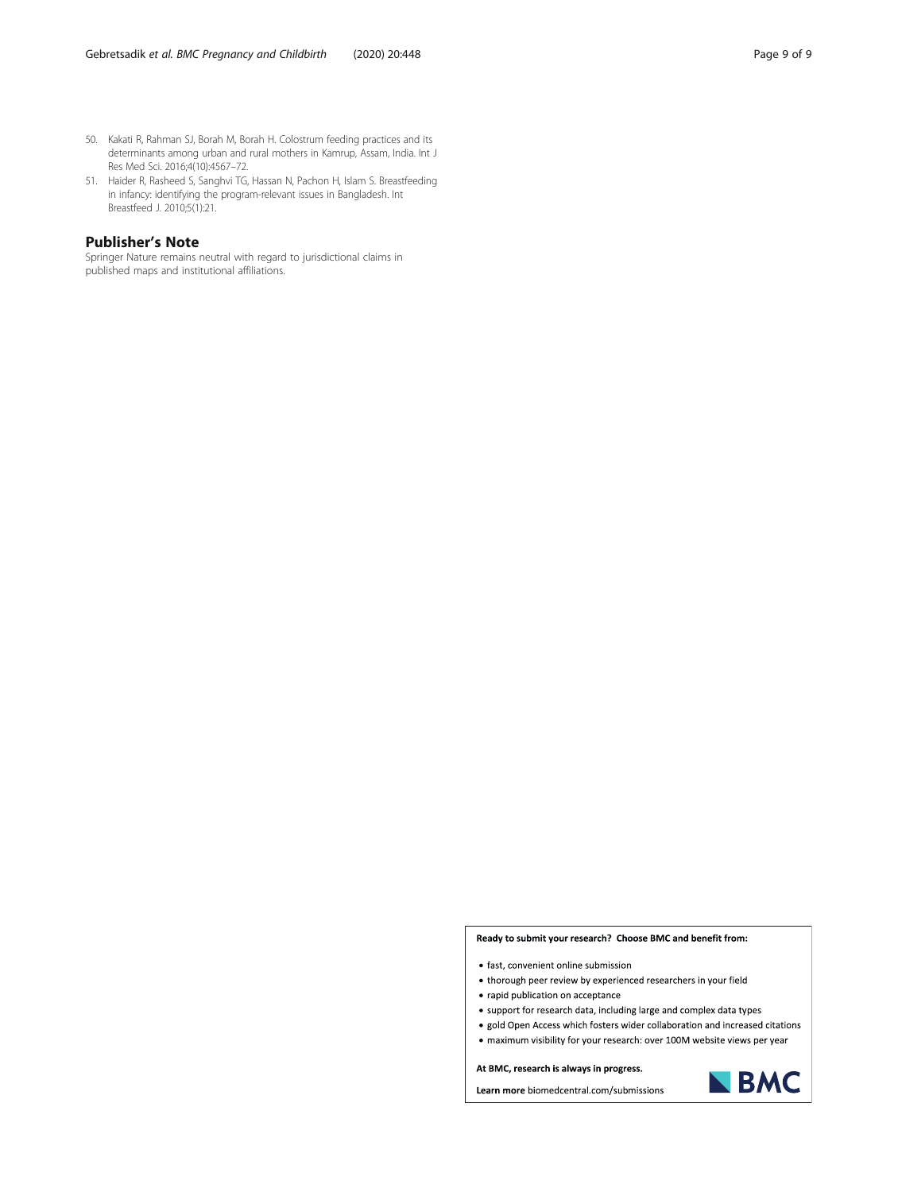50. Kakati R, Rahman SJ, Borah M, Borah H. Colostrum feeding practices and its determinants among urban and rural mothers in Kamrup, Assam, India. Int J Res Med Sci. 2016;4(10):4567–72.
51. Haider R, Rasheed S, Sanghvi TG, Hassan N, Pachon H, Islam S. Breastfeeding in infancy: identifying the program-relevant issues in Bangladesh. Int Breastfeed J. 2010;5(1):21.

## Publisher's Note

Springer Nature remains neutral with regard to jurisdictional claims in published maps and institutional affiliations.

**Ready to submit your research? Choose BMC and benefit from:**

- fast, convenient online submission
- thorough peer review by experienced researchers in your field
- rapid publication on acceptance
- support for research data, including large and complex data types
- gold Open Access which fosters wider collaboration and increased citations
- maximum visibility for your research: over 100M website views per year

**At BMC, research is always in progress.**

**Learn more** biomedcentral.com/submissions

BMC